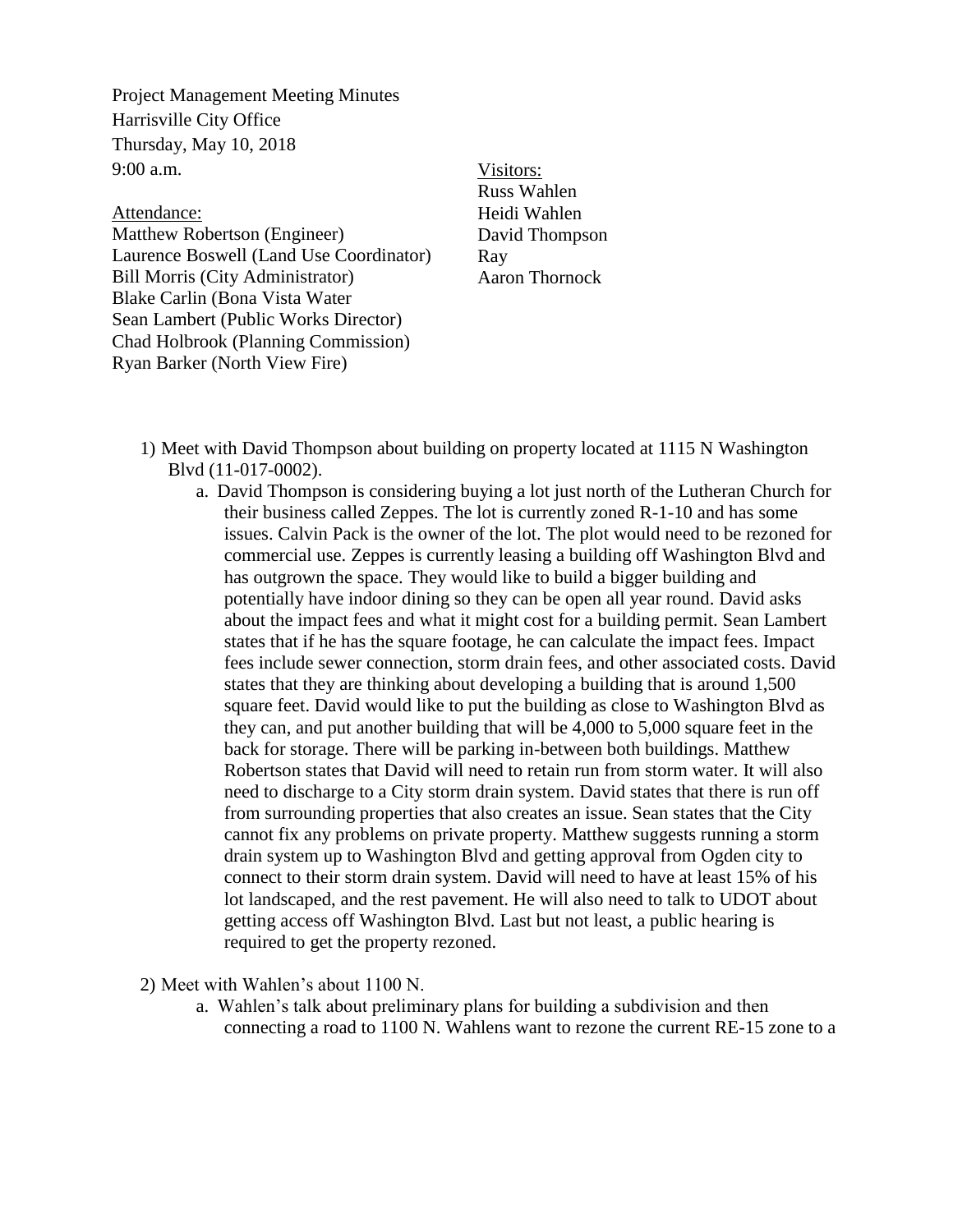Project Management Meeting Minutes
Harrisville City Office
Thursday, May 10, 2018
9:00 a.m.

Attendance:
Matthew Robertson (Engineer)
Laurence Boswell (Land Use Coordinator)
Bill Morris (City Administrator)
Blake Carlin (Bona Vista Water
Sean Lambert (Public Works Director)
Chad Holbrook (Planning Commission)
Ryan Barker (North View Fire)

Visitors:
Russ Wahlen
Heidi Wahlen
David Thompson
Ray
Aaron Thornock

1) Meet with David Thompson about building on property located at 1115 N Washington Blvd (11-017-0002).
    a. David Thompson is considering buying a lot just north of the Lutheran Church for their business called Zeppes. The lot is currently zoned R-1-10 and has some issues. Calvin Pack is the owner of the lot. The plot would need to be rezoned for commercial use. Zeppes is currently leasing a building off Washington Blvd and has outgrown the space. They would like to build a bigger building and potentially have indoor dining so they can be open all year round. David asks about the impact fees and what it might cost for a building permit. Sean Lambert states that if he has the square footage, he can calculate the impact fees. Impact fees include sewer connection, storm drain fees, and other associated costs. David states that they are thinking about developing a building that is around 1,500 square feet. David would like to put the building as close to Washington Blvd as they can, and put another building that will be 4,000 to 5,000 square feet in the back for storage. There will be parking in-between both buildings. Matthew Robertson states that David will need to retain run from storm water. It will also need to discharge to a City storm drain system. David states that there is run off from surrounding properties that also creates an issue. Sean states that the City cannot fix any problems on private property. Matthew suggests running a storm drain system up to Washington Blvd and getting approval from Ogden city to connect to their storm drain system. David will need to have at least 15% of his lot landscaped, and the rest pavement. He will also need to talk to UDOT about getting access off Washington Blvd. Last but not least, a public hearing is required to get the property rezoned.

2) Meet with Wahlen's about 1100 N.
    a. Wahlen's talk about preliminary plans for building a subdivision and then connecting a road to 1100 N. Wahlens want to rezone the current RE-15 zone to a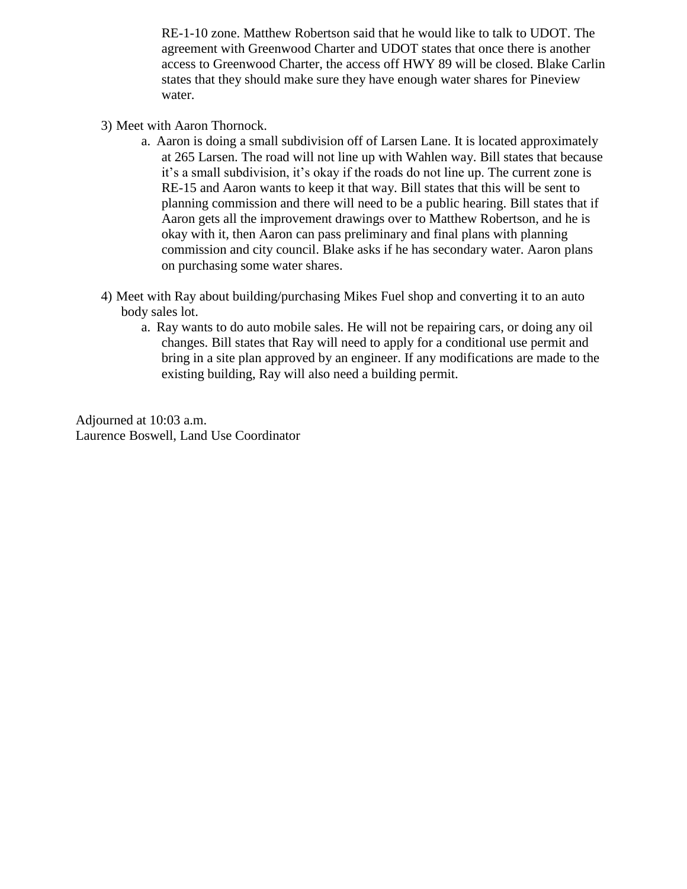RE-1-10 zone. Matthew Robertson said that he would like to talk to UDOT. The agreement with Greenwood Charter and UDOT states that once there is another access to Greenwood Charter, the access off HWY 89 will be closed. Blake Carlin states that they should make sure they have enough water shares for Pineview water.

3) Meet with Aaron Thornock.
   a. Aaron is doing a small subdivision off of Larsen Lane. It is located approximately at 265 Larsen. The road will not line up with Wahlen way. Bill states that because it's a small subdivision, it's okay if the roads do not line up. The current zone is RE-15 and Aaron wants to keep it that way. Bill states that this will be sent to planning commission and there will need to be a public hearing. Bill states that if Aaron gets all the improvement drawings over to Matthew Robertson, and he is okay with it, then Aaron can pass preliminary and final plans with planning commission and city council. Blake asks if he has secondary water. Aaron plans on purchasing some water shares.

4) Meet with Ray about building/purchasing Mikes Fuel shop and converting it to an auto body sales lot.
   a. Ray wants to do auto mobile sales. He will not be repairing cars, or doing any oil changes. Bill states that Ray will need to apply for a conditional use permit and bring in a site plan approved by an engineer. If any modifications are made to the existing building, Ray will also need a building permit.

Adjourned at 10:03 a.m.
Laurence Boswell, Land Use Coordinator